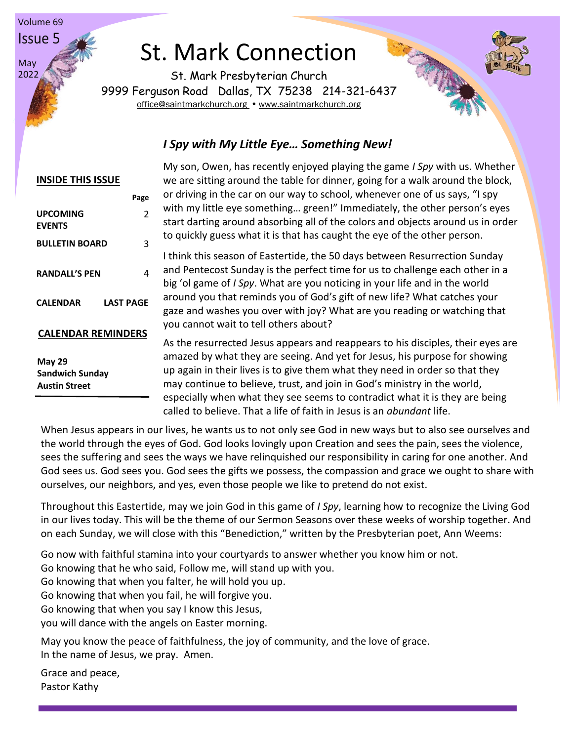Volume 69
Issue 5
May 2022

# St. Mark Connection

St. Mark Presbyterian Church
9999 Ferguson Road Dallas, TX 75238 214-321-6437
office@saintmarkchurch.org • www.saintmarkchurch.org

**INSIDE THIS ISSUE**

| | Page |
|---|---|
| **UPCOMING EVENTS** | 2 |
| **BULLETIN BOARD** | 3 |
| **RANDALL'S PEN** | 4 |
| **CALENDAR** | **LAST PAGE** |

**CALENDAR REMINDERS**

**May 29**
**Sandwich Sunday**
**Austin Street**

## *I Spy with My Little Eye… Something New!*

My son, Owen, has recently enjoyed playing the game *I Spy* with us. Whether we are sitting around the table for dinner, going for a walk around the block, or driving in the car on our way to school, whenever one of us says, "I spy with my little eye something… green!" Immediately, the other person's eyes start darting around absorbing all of the colors and objects around us in order to quickly guess what it is that has caught the eye of the other person.

I think this season of Eastertide, the 50 days between Resurrection Sunday and Pentecost Sunday is the perfect time for us to challenge each other in a big 'ol game of *I Spy*. What are you noticing in your life and in the world around you that reminds you of God's gift of new life? What catches your gaze and washes you over with joy? What are you reading or watching that you cannot wait to tell others about?

As the resurrected Jesus appears and reappears to his disciples, their eyes are amazed by what they are seeing. And yet for Jesus, his purpose for showing up again in their lives is to give them what they need in order so that they may continue to believe, trust, and join in God's ministry in the world, especially when what they see seems to contradict what it is they are being called to believe. That a life of faith in Jesus is an *abundant* life.

When Jesus appears in our lives, he wants us to not only see God in new ways but to also see ourselves and the world through the eyes of God. God looks lovingly upon Creation and sees the pain, sees the violence, sees the suffering and sees the ways we have relinquished our responsibility in caring for one another. And God sees us. God sees you. God sees the gifts we possess, the compassion and grace we ought to share with ourselves, our neighbors, and yes, even those people we like to pretend do not exist.

Throughout this Eastertide, may we join God in this game of *I Spy*, learning how to recognize the Living God in our lives today. This will be the theme of our Sermon Seasons over these weeks of worship together. And on each Sunday, we will close with this "Benediction," written by the Presbyterian poet, Ann Weems:

Go now with faithful stamina into your courtyards to answer whether you know him or not.
Go knowing that he who said, Follow me, will stand up with you.
Go knowing that when you falter, he will hold you up.
Go knowing that when you fail, he will forgive you.
Go knowing that when you say I know this Jesus,
you will dance with the angels on Easter morning.

May you know the peace of faithfulness, the joy of community, and the love of grace.
In the name of Jesus, we pray. Amen.

Grace and peace,
Pastor Kathy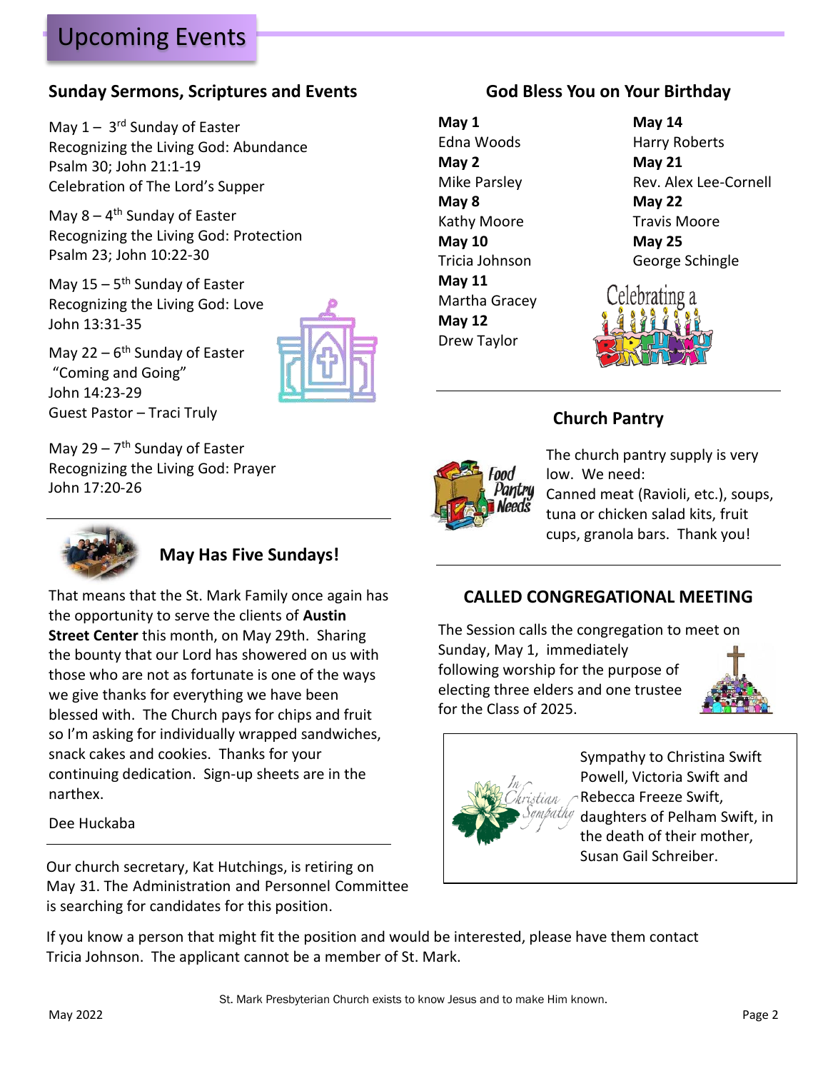# Upcoming Events

## Sunday Sermons, Scriptures and Events

May 1 – 3rd Sunday of Easter
Recognizing the Living God: Abundance
Psalm 30; John 21:1-19
Celebration of The Lord's Supper

May 8 – 4th Sunday of Easter
Recognizing the Living God: Protection
Psalm 23; John 10:22-30

May 15 – 5th Sunday of Easter
Recognizing the Living God: Love
John 13:31-35

May 22 – 6th Sunday of Easter
"Coming and Going"
John 14:23-29
Guest Pastor – Traci Truly

May 29 – 7th Sunday of Easter
Recognizing the Living God: Prayer
John 17:20-26

## May Has Five Sundays!

That means that the St. Mark Family once again has the opportunity to serve the clients of **Austin Street Center** this month, on May 29th. Sharing the bounty that our Lord has showered on us with those who are not as fortunate is one of the ways we give thanks for everything we have been blessed with. The Church pays for chips and fruit so I'm asking for individually wrapped sandwiches, snack cakes and cookies. Thanks for your continuing dedication. Sign-up sheets are in the narthex.

Dee Huckaba

Our church secretary, Kat Hutchings, is retiring on May 31. The Administration and Personnel Committee is searching for candidates for this position.

If you know a person that might fit the position and would be interested, please have them contact Tricia Johnson. The applicant cannot be a member of St. Mark.

## God Bless You on Your Birthday

**May 1**
Edna Woods
**May 2**
Mike Parsley
**May 8**
Kathy Moore
**May 10**
Tricia Johnson
**May 11**
Martha Gracey
**May 12**
Drew Taylor
**May 14**
Harry Roberts
**May 21**
Rev. Alex Lee-Cornell
**May 22**
Travis Moore
**May 25**
George Schingle

## Church Pantry

The church pantry supply is very low. We need:
Canned meat (Ravioli, etc.), soups, tuna or chicken salad kits, fruit cups, granola bars. Thank you!

## CALLED CONGREGATIONAL MEETING

The Session calls the congregation to meet on Sunday, May 1, immediately following worship for the purpose of electing three elders and one trustee for the Class of 2025.

Sympathy to Christina Swift Powell, Victoria Swift and Rebecca Freeze Swift, daughters of Pelham Swift, in the death of their mother, Susan Gail Schreiber.

St. Mark Presbyterian Church exists to know Jesus and to make Him known.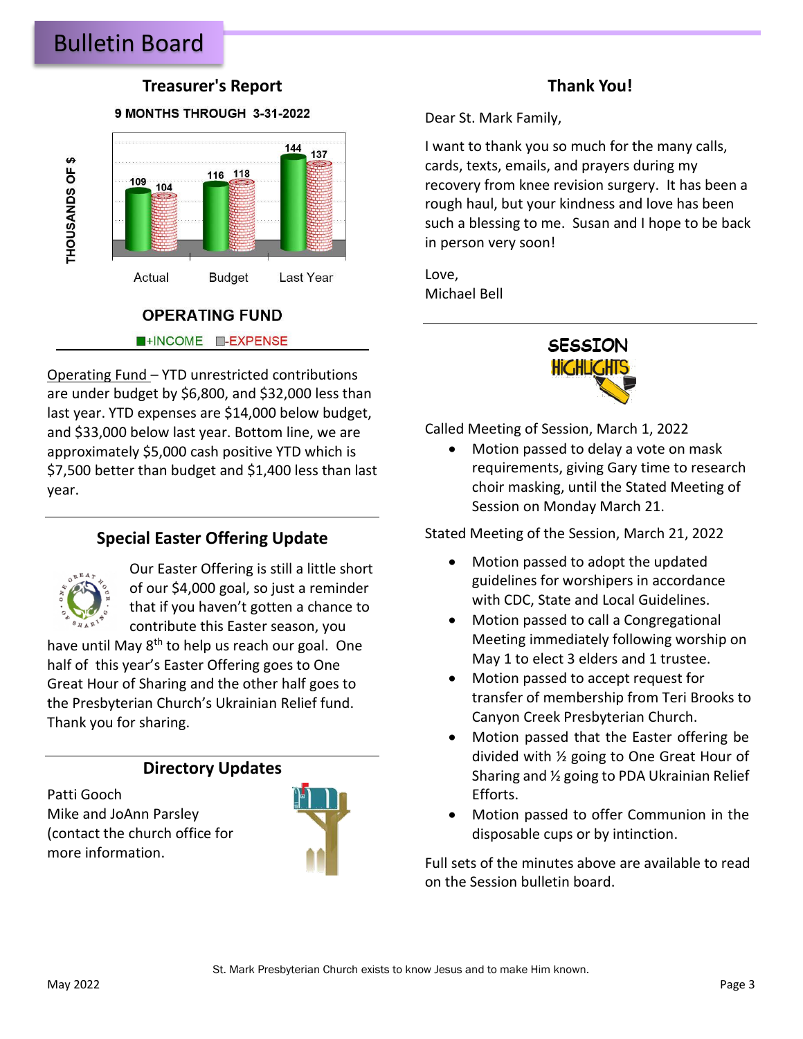# Bulletin Board

## Treasurer's Report

**9 MONTHS THROUGH 3-31-2022**

| | +INCOME | -EXPENSE |
|---|---|---|
| Actual | 109 | 104 |
| Budget | 116 | 118 |
| Last Year | 144 | 137 |

THOUSANDS OF $

**OPERATING FUND**

Operating Fund – YTD unrestricted contributions are under budget by $6,800, and $32,000 less than last year. YTD expenses are $14,000 below budget, and $33,000 below last year. Bottom line, we are approximately $5,000 cash positive YTD which is $7,500 better than budget and $1,400 less than last year.

## Special Easter Offering Update

Our Easter Offering is still a little short of our $4,000 goal, so just a reminder that if you haven't gotten a chance to contribute this Easter season, you have until May 8th to help us reach our goal. One half of this year's Easter Offering goes to One Great Hour of Sharing and the other half goes to the Presbyterian Church's Ukrainian Relief fund. Thank you for sharing.

## Directory Updates

Patti Gooch
Mike and JoAnn Parsley
(contact the church office for more information.

## Thank You!

Dear St. Mark Family,

I want to thank you so much for the many calls, cards, texts, emails, and prayers during my recovery from knee revision surgery. It has been a rough haul, but your kindness and love has been such a blessing to me. Susan and I hope to be back in person very soon!

Love,
Michael Bell

## Session Highlights

Called Meeting of Session, March 1, 2022

- Motion passed to delay a vote on mask requirements, giving Gary time to research choir masking, until the Stated Meeting of Session on Monday March 21.

Stated Meeting of the Session, March 21, 2022

- Motion passed to adopt the updated guidelines for worshipers in accordance with CDC, State and Local Guidelines.
- Motion passed to call a Congregational Meeting immediately following worship on May 1 to elect 3 elders and 1 trustee.
- Motion passed to accept request for transfer of membership from Teri Brooks to Canyon Creek Presbyterian Church.
- Motion passed that the Easter offering be divided with ½ going to One Great Hour of Sharing and ½ going to PDA Ukrainian Relief Efforts.
- Motion passed to offer Communion in the disposable cups or by intinction.

Full sets of the minutes above are available to read on the Session bulletin board.

St. Mark Presbyterian Church exists to know Jesus and to make Him known.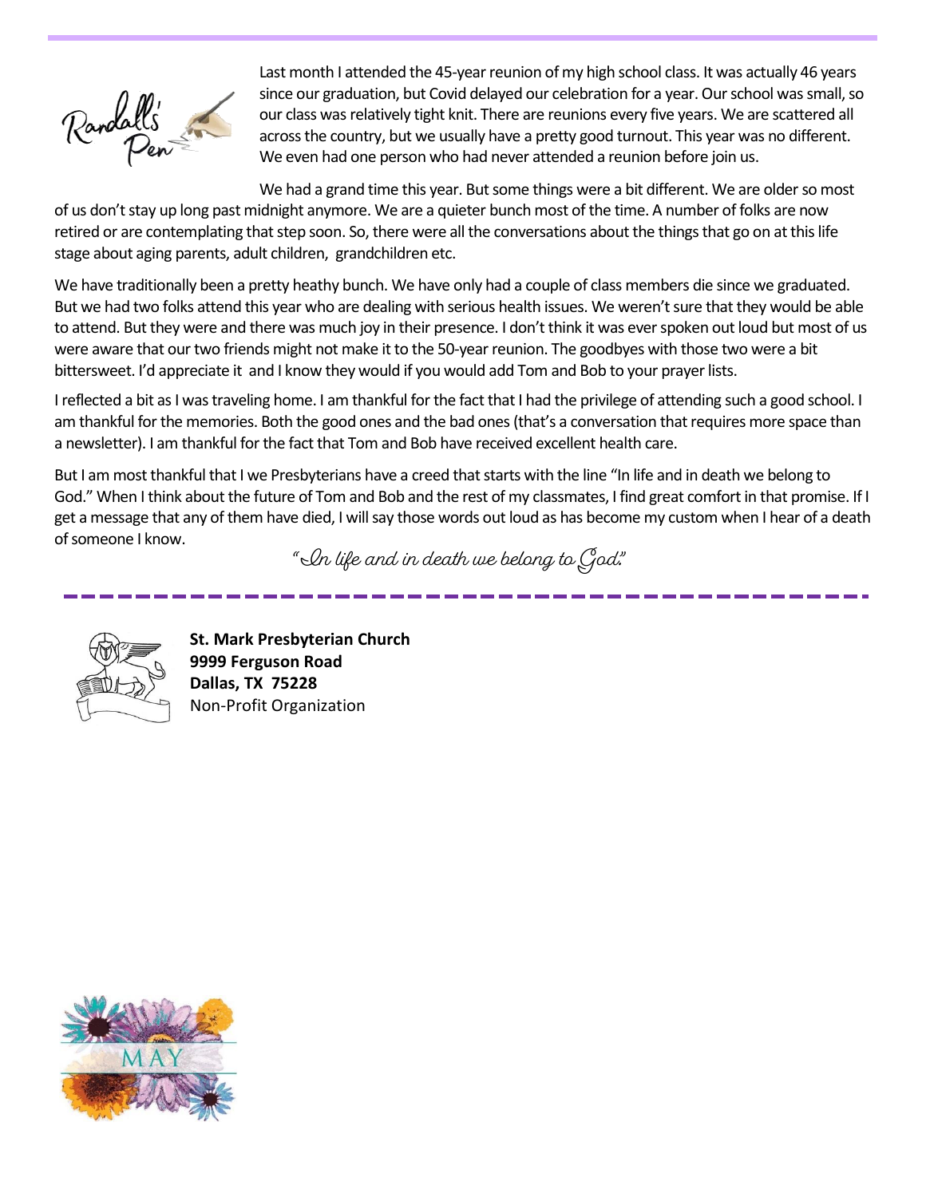# Randall's Pen

Last month I attended the 45-year reunion of my high school class. It was actually 46 years since our graduation, but Covid delayed our celebration for a year. Our school was small, so our class was relatively tight knit. There are reunions every five years. We are scattered all across the country, but we usually have a pretty good turnout. This year was no different. We even had one person who had never attended a reunion before join us.

We had a grand time this year. But some things were a bit different. We are older so most of us don't stay up long past midnight anymore. We are a quieter bunch most of the time. A number of folks are now retired or are contemplating that step soon. So, there were all the conversations about the things that go on at this life stage about aging parents, adult children, grandchildren etc.

We have traditionally been a pretty heathy bunch. We have only had a couple of class members die since we graduated. But we had two folks attend this year who are dealing with serious health issues. We weren't sure that they would be able to attend. But they were and there was much joy in their presence. I don't think it was ever spoken out loud but most of us were aware that our two friends might not make it to the 50-year reunion. The goodbyes with those two were a bit bittersweet. I'd appreciate it and I know they would if you would add Tom and Bob to your prayer lists.

I reflected a bit as I was traveling home. I am thankful for the fact that I had the privilege of attending such a good school. I am thankful for the memories. Both the good ones and the bad ones (that's a conversation that requires more space than a newsletter). I am thankful for the fact that Tom and Bob have received excellent health care.

But I am most thankful that I we Presbyterians have a creed that starts with the line "In life and in death we belong to God." When I think about the future of Tom and Bob and the rest of my classmates, I find great comfort in that promise. If I get a message that any of them have died, I will say those words out loud as has become my custom when I hear of a death of someone I know.

*"In life and in death we belong to God."*

---

**St. Mark Presbyterian Church**
**9999 Ferguson Road**
**Dallas, TX 75228**
Non-Profit Organization

MAY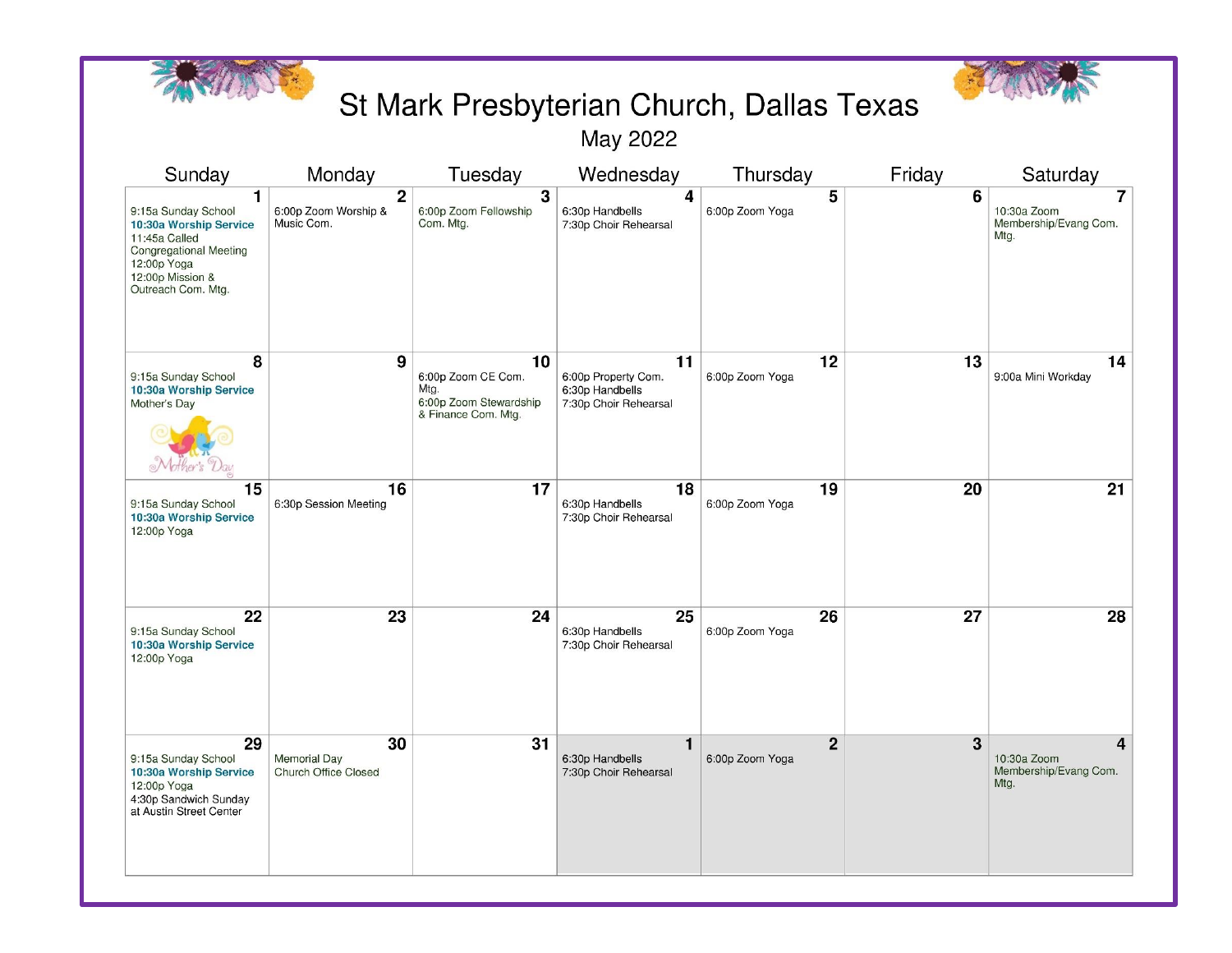# St Mark Presbyterian Church, Dallas Texas

## May 2022

| Sunday | Monday | Tuesday | Wednesday | Thursday | Friday | Saturday |
|---|---|---|---|---|---|---|
| **1**<br>9:15a Sunday School<br>**10:30a Worship Service**<br>11:45a Called Congregational Meeting<br>12:00p Yoga<br>12:00p Mission & Outreach Com. Mtg. | **2**<br>6:00p Zoom Worship & Music Com. | **3**<br>6:00p Zoom Fellowship Com. Mtg. | **4**<br>6:30p Handbells<br>7:30p Choir Rehearsal | **5**<br>6:00p Zoom Yoga | **6** | **7**<br>10:30a Zoom Membership/Evang Com. Mtg. |
| **8**<br>9:15a Sunday School<br>**10:30a Worship Service**<br>Mother's Day | **9** | **10**<br>6:00p Zoom CE Com. Mtg.<br>6:00p Zoom Stewardship & Finance Com. Mtg. | **11**<br>6:00p Property Com.<br>6:30p Handbells<br>7:30p Choir Rehearsal | **12**<br>6:00p Zoom Yoga | **13** | **14**<br>9:00a Mini Workday |
| **15**<br>9:15a Sunday School<br>**10:30a Worship Service**<br>12:00p Yoga | **16**<br>6:30p Session Meeting | **17** | **18**<br>6:30p Handbells<br>7:30p Choir Rehearsal | **19**<br>6:00p Zoom Yoga | **20** | **21** |
| **22**<br>9:15a Sunday School<br>**10:30a Worship Service**<br>12:00p Yoga | **23** | **24** | **25**<br>6:30p Handbells<br>7:30p Choir Rehearsal | **26**<br>6:00p Zoom Yoga | **27** | **28** |
| **29**<br>9:15a Sunday School<br>**10:30a Worship Service**<br>12:00p Yoga<br>4:30p Sandwich Sunday at Austin Street Center | **30**<br>Memorial Day<br>Church Office Closed | **31** | **1**<br>6:30p Handbells<br>7:30p Choir Rehearsal | **2**<br>6:00p Zoom Yoga | **3** | **4**<br>10:30a Zoom Membership/Evang Com. Mtg. |